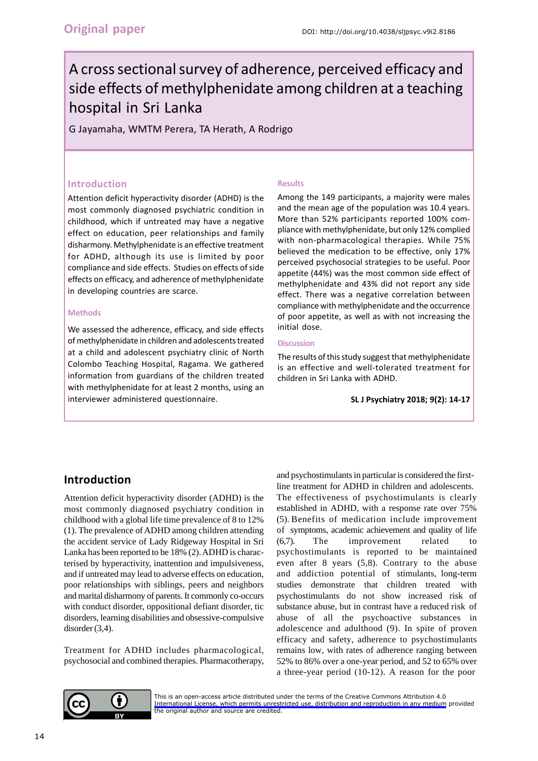Original paper

DOI: http://doi.org/10.4038/sljpsyc.v9i2.8186

# A cross sectional survey of adherence, perceived efficacy and side effects of methylphenidate among children at a teaching hospital in Sri Lanka

G Jayamaha, WMTM Perera, TA Herath, A Rodrigo

### Introduction

Attention deficit hyperactivity disorder (ADHD) is the most commonly diagnosed psychiatric condition in childhood, which if untreated may have a negative effect on education, peer relationships and family disharmony. Methylphenidate is an effective treatment for ADHD, although its use is limited by poor compliance and side effects. Studies on effects of side effects on efficacy, and adherence of methylphenidate in developing countries are scarce.

#### Methods

We assessed the adherence, efficacy, and side effects of methylphenidate in children and adolescents treated at a child and adolescent psychiatry clinic of North Colombo Teaching Hospital, Ragama. We gathered information from guardians of the children treated with methylphenidate for at least 2 months, using an interviewer administered questionnaire.

#### Results

Among the 149 participants, a majority were males and the mean age of the population was 10.4 years. More than 52% participants reported 100% compliance with methylphenidate, but only 12% complied with non-pharmacological therapies. While 75% believed the medication to be effective, only 17% perceived psychosocial strategies to be useful. Poor appetite (44%) was the most common side effect of methylphenidate and 43% did not report any side effect. There was a negative correlation between compliance with methylphenidate and the occurrence of poor appetite, as well as with not increasing the initial dose.

#### Discussion

The results of this study suggest that methylphenidate is an effective and well-tolerated treatment for children in Sri Lanka with ADHD.

**SL J Psychiatry 2018; 9(2): 14-17**

## Introduction

Attention deficit hyperactivity disorder (ADHD) is the most commonly diagnosed psychiatry condition in childhood with a global life time prevalence of 8 to 12% (1). The prevalence of ADHD among children attending the accident service of Lady Ridgeway Hospital in Sri Lanka has been reported to be 18% (2). ADHD is characterised by hyperactivity, inattention and impulsiveness, and if untreated may lead to adverse effects on education, poor relationships with siblings, peers and neighbors and marital disharmony of parents. It commonly co-occurs with conduct disorder, oppositional defiant disorder, tic disorders, learning disabilities and obsessive-compulsive disorder (3,4).

Treatment for ADHD includes pharmacological, psychosocial and combined therapies. Pharmacotherapy, and psychostimulants in particular is considered the first-line treatment for ADHD in children and adolescents. The effectiveness of psychostimulants is clearly established in ADHD, with a response rate over 75% (5). Benefits of medication include improvement of symptoms, academic achievement and quality of life (6,7). The improvement related to psychostimulants is reported to be maintained even after 8 years (5,8). Contrary to the abuse and addiction potential of stimulants, long-term studies demonstrate that children treated with psychostimulants do not show increased risk of substance abuse, but in contrast have a reduced risk of abuse of all the psychoactive substances in adolescence and adulthood (9). In spite of proven efficacy and safety, adherence to psychostimulants remains low, with rates of adherence ranging between 52% to 86% over a one-year period, and 52 to 65% over a three-year period (10-12). A reason for the poor

This is an open-access article distributed under the terms of the Creative Commons Attribution 4.0 International License, which permits unrestricted use, distribution and reproduction in any medium provided the original author and source are credited.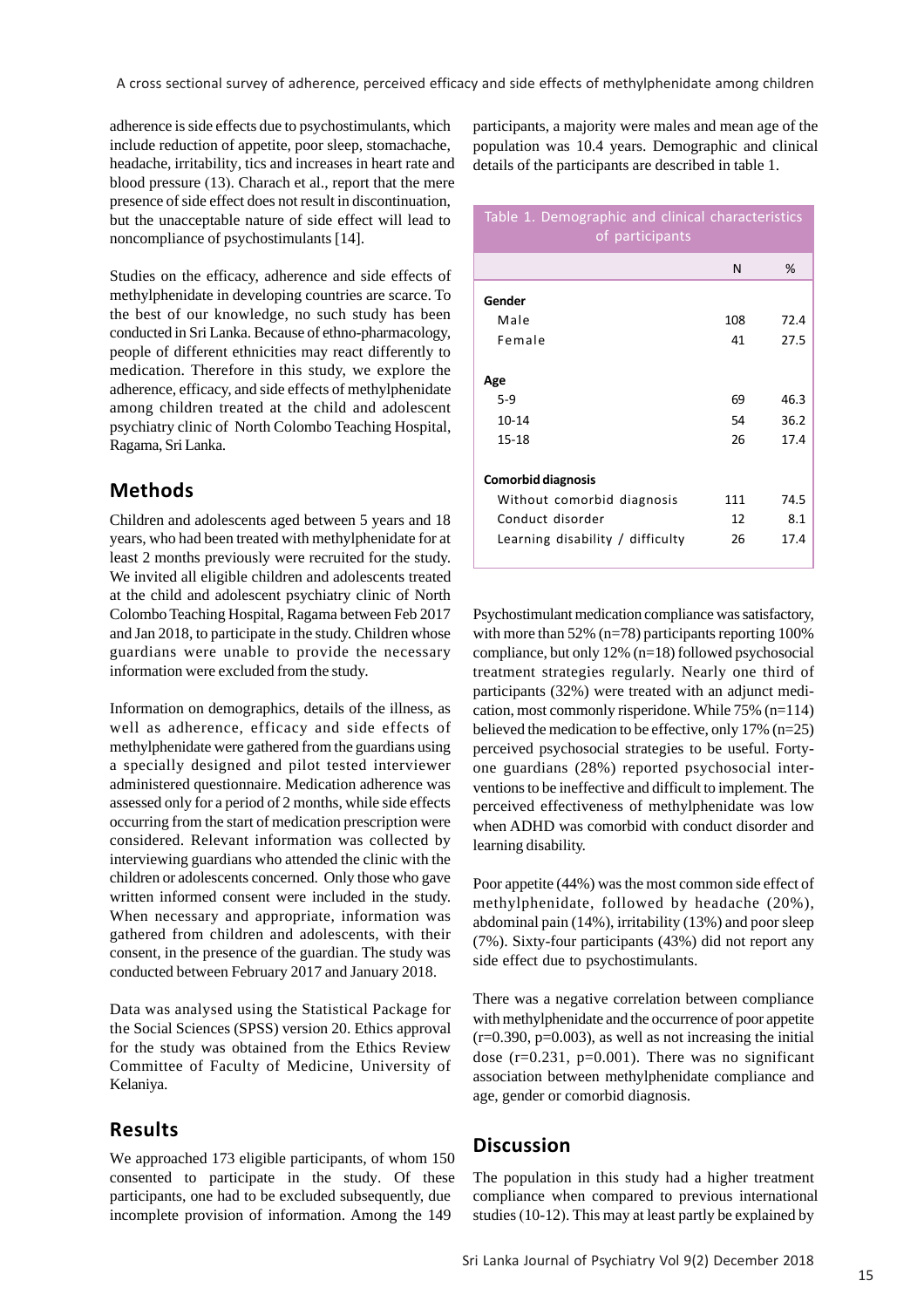adherence is side effects due to psychostimulants, which include reduction of appetite, poor sleep, stomachache, headache, irritability, tics and increases in heart rate and blood pressure (13). Charach et al., report that the mere presence of side effect does not result in discontinuation, but the unacceptable nature of side effect will lead to noncompliance of psychostimulants [14].

Studies on the efficacy, adherence and side effects of methylphenidate in developing countries are scarce. To the best of our knowledge, no such study has been conducted in Sri Lanka. Because of ethno-pharmacology, people of different ethnicities may react differently to medication. Therefore in this study, we explore the adherence, efficacy, and side effects of methylphenidate among children treated at the child and adolescent psychiatry clinic of North Colombo Teaching Hospital, Ragama, Sri Lanka.

## Methods

Children and adolescents aged between 5 years and 18 years, who had been treated with methylphenidate for at least 2 months previously were recruited for the study. We invited all eligible children and adolescents treated at the child and adolescent psychiatry clinic of North Colombo Teaching Hospital, Ragama between Feb 2017 and Jan 2018, to participate in the study. Children whose guardians were unable to provide the necessary information were excluded from the study.

Information on demographics, details of the illness, as well as adherence, efficacy and side effects of methylphenidate were gathered from the guardians using a specially designed and pilot tested interviewer administered questionnaire. Medication adherence was assessed only for a period of 2 months, while side effects occurring from the start of medication prescription were considered. Relevant information was collected by interviewing guardians who attended the clinic with the children or adolescents concerned. Only those who gave written informed consent were included in the study. When necessary and appropriate, information was gathered from children and adolescents, with their consent, in the presence of the guardian. The study was conducted between February 2017 and January 2018.

Data was analysed using the Statistical Package for the Social Sciences (SPSS) version 20. Ethics approval for the study was obtained from the Ethics Review Committee of Faculty of Medicine, University of Kelaniya.

## Results

We approached 173 eligible participants, of whom 150 consented to participate in the study. Of these participants, one had to be excluded subsequently, due incomplete provision of information. Among the 149 participants, a majority were males and mean age of the population was 10.4 years. Demographic and clinical details of the participants are described in table 1.

Table 1. Demographic and clinical characteristics of participants

| | N | % |
|---|---|---|
| **Gender** | | |
| Male | 108 | 72.4 |
| Female | 41 | 27.5 |
| **Age** | | |
| 5-9 | 69 | 46.3 |
| 10-14 | 54 | 36.2 |
| 15-18 | 26 | 17.4 |
| **Comorbid diagnosis** | | |
| Without comorbid diagnosis | 111 | 74.5 |
| Conduct disorder | 12 | 8.1 |
| Learning disability / difficulty | 26 | 17.4 |

Psychostimulant medication compliance was satisfactory, with more than 52% (n=78) participants reporting 100% compliance, but only 12% (n=18) followed psychosocial treatment strategies regularly. Nearly one third of participants (32%) were treated with an adjunct medication, most commonly risperidone. While 75% (n=114) believed the medication to be effective, only 17% (n=25) perceived psychosocial strategies to be useful. Forty-one guardians (28%) reported psychosocial interventions to be ineffective and difficult to implement. The perceived effectiveness of methylphenidate was low when ADHD was comorbid with conduct disorder and learning disability.

Poor appetite (44%) was the most common side effect of methylphenidate, followed by headache (20%), abdominal pain (14%), irritability (13%) and poor sleep (7%). Sixty-four participants (43%) did not report any side effect due to psychostimulants.

There was a negative correlation between compliance with methylphenidate and the occurrence of poor appetite ($r=0.390$, $p=0.003$), as well as not increasing the initial dose ($r=0.231$, $p=0.001$). There was no significant association between methylphenidate compliance and age, gender or comorbid diagnosis.

## Discussion

The population in this study had a higher treatment compliance when compared to previous international studies (10-12). This may at least partly be explained by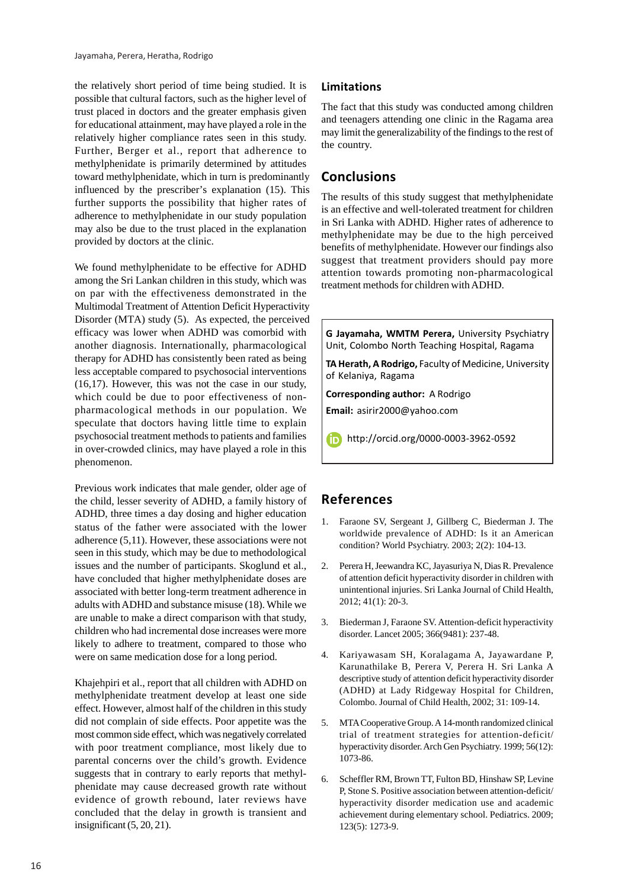the relatively short period of time being studied. It is possible that cultural factors, such as the higher level of trust placed in doctors and the greater emphasis given for educational attainment, may have played a role in the relatively higher compliance rates seen in this study. Further, Berger et al., report that adherence to methylphenidate is primarily determined by attitudes toward methylphenidate, which in turn is predominantly influenced by the prescriber's explanation (15). This further supports the possibility that higher rates of adherence to methylphenidate in our study population may also be due to the trust placed in the explanation provided by doctors at the clinic.

We found methylphenidate to be effective for ADHD among the Sri Lankan children in this study, which was on par with the effectiveness demonstrated in the Multimodal Treatment of Attention Deficit Hyperactivity Disorder (MTA) study (5). As expected, the perceived efficacy was lower when ADHD was comorbid with another diagnosis. Internationally, pharmacological therapy for ADHD has consistently been rated as being less acceptable compared to psychosocial interventions (16,17). However, this was not the case in our study, which could be due to poor effectiveness of non-pharmacological methods in our population. We speculate that doctors having little time to explain psychosocial treatment methods to patients and families in over-crowded clinics, may have played a role in this phenomenon.

Previous work indicates that male gender, older age of the child, lesser severity of ADHD, a family history of ADHD, three times a day dosing and higher education status of the father were associated with the lower adherence (5,11). However, these associations were not seen in this study, which may be due to methodological issues and the number of participants. Skoglund et al., have concluded that higher methylphenidate doses are associated with better long-term treatment adherence in adults with ADHD and substance misuse (18). While we are unable to make a direct comparison with that study, children who had incremental dose increases were more likely to adhere to treatment, compared to those who were on same medication dose for a long period.

Khajehpiri et al., report that all children with ADHD on methylphenidate treatment develop at least one side effect. However, almost half of the children in this study did not complain of side effects. Poor appetite was the most common side effect, which was negatively correlated with poor treatment compliance, most likely due to parental concerns over the child's growth. Evidence suggests that in contrary to early reports that methylphenidate may cause decreased growth rate without evidence of growth rebound, later reviews have concluded that the delay in growth is transient and insignificant (5, 20, 21).

## Limitations

The fact that this study was conducted among children and teenagers attending one clinic in the Ragama area may limit the generalizability of the findings to the rest of the country.

## Conclusions

The results of this study suggest that methylphenidate is an effective and well-tolerated treatment for children in Sri Lanka with ADHD. Higher rates of adherence to methylphenidate may be due to the high perceived benefits of methylphenidate. However our findings also suggest that treatment providers should pay more attention towards promoting non-pharmacological treatment methods for children with ADHD.

**G Jayamaha, WMTM Perera,** University Psychiatry Unit, Colombo North Teaching Hospital, Ragama

**TA Herath, A Rodrigo,** Faculty of Medicine, University of Kelaniya, Ragama

**Corresponding author:** A Rodrigo

**Email:** asirir2000@yahoo.com

http://orcid.org/0000-0003-3962-0592

## References

1. Faraone SV, Sergeant J, Gillberg C, Biederman J. The worldwide prevalence of ADHD: Is it an American condition? World Psychiatry. 2003; 2(2): 104-13.
2. Perera H, Jeewandra KC, Jayasuriya N, Dias R. Prevalence of attention deficit hyperactivity disorder in children with unintentional injuries. Sri Lanka Journal of Child Health, 2012; 41(1): 20-3.
3. Biederman J, Faraone SV. Attention-deficit hyperactivity disorder. Lancet 2005; 366(9481): 237-48.
4. Kariyawasam SH, Koralagama A, Jayawardane P, Karunathilake B, Perera V, Perera H. Sri Lanka A descriptive study of attention deficit hyperactivity disorder (ADHD) at Lady Ridgeway Hospital for Children, Colombo. Journal of Child Health, 2002; 31: 109-14.
5. MTA Cooperative Group. A 14-month randomized clinical trial of treatment strategies for attention-deficit/hyperactivity disorder. Arch Gen Psychiatry. 1999; 56(12): 1073-86.
6. Scheffler RM, Brown TT, Fulton BD, Hinshaw SP, Levine P, Stone S. Positive association between attention-deficit/hyperactivity disorder medication use and academic achievement during elementary school. Pediatrics. 2009; 123(5): 1273-9.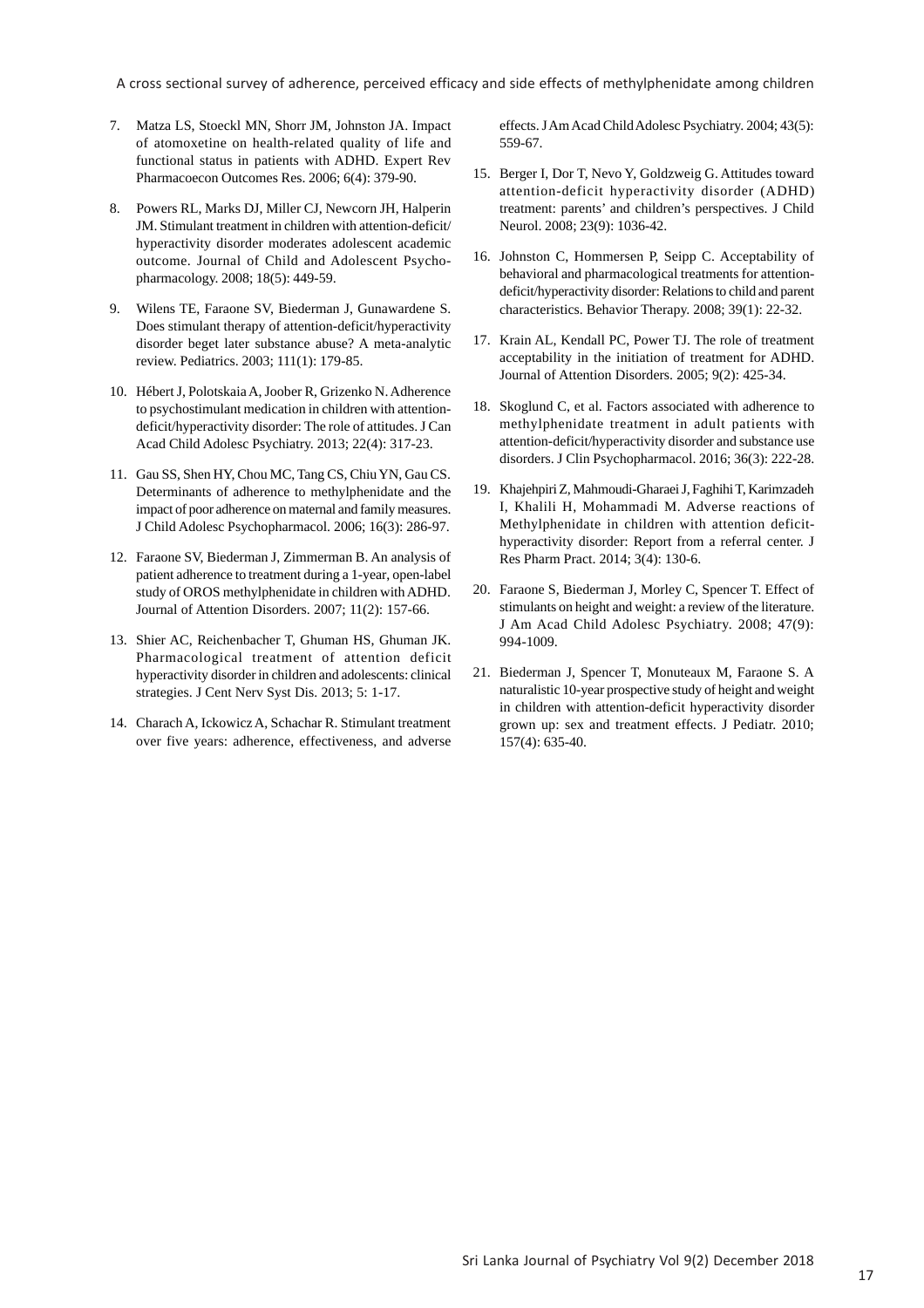7. Matza LS, Stoeckl MN, Shorr JM, Johnston JA. Impact of atomoxetine on health-related quality of life and functional status in patients with ADHD. Expert Rev Pharmacoecon Outcomes Res. 2006; 6(4): 379-90.

8. Powers RL, Marks DJ, Miller CJ, Newcorn JH, Halperin JM. Stimulant treatment in children with attention-deficit/ hyperactivity disorder moderates adolescent academic outcome. Journal of Child and Adolescent Psychopharmacology. 2008; 18(5): 449-59.

9. Wilens TE, Faraone SV, Biederman J, Gunawardene S. Does stimulant therapy of attention-deficit/hyperactivity disorder beget later substance abuse? A meta-analytic review. Pediatrics. 2003; 111(1): 179-85.

10. Hébert J, Polotskaia A, Joober R, Grizenko N. Adherence to psychostimulant medication in children with attention-deficit/hyperactivity disorder: The role of attitudes. J Can Acad Child Adolesc Psychiatry. 2013; 22(4): 317-23.

11. Gau SS, Shen HY, Chou MC, Tang CS, Chiu YN, Gau CS. Determinants of adherence to methylphenidate and the impact of poor adherence on maternal and family measures. J Child Adolesc Psychopharmacol. 2006; 16(3): 286-97.

12. Faraone SV, Biederman J, Zimmerman B. An analysis of patient adherence to treatment during a 1-year, open-label study of OROS methylphenidate in children with ADHD. Journal of Attention Disorders. 2007; 11(2): 157-66.

13. Shier AC, Reichenbacher T, Ghuman HS, Ghuman JK. Pharmacological treatment of attention deficit hyperactivity disorder in children and adolescents: clinical strategies. J Cent Nerv Syst Dis. 2013; 5: 1-17.

14. Charach A, Ickowicz A, Schachar R. Stimulant treatment over five years: adherence, effectiveness, and adverse effects. J Am Acad Child Adolesc Psychiatry. 2004; 43(5): 559-67.

15. Berger I, Dor T, Nevo Y, Goldzweig G. Attitudes toward attention-deficit hyperactivity disorder (ADHD) treatment: parents' and children's perspectives. J Child Neurol. 2008; 23(9): 1036-42.

16. Johnston C, Hommersen P, Seipp C. Acceptability of behavioral and pharmacological treatments for attention-deficit/hyperactivity disorder: Relations to child and parent characteristics. Behavior Therapy. 2008; 39(1): 22-32.

17. Krain AL, Kendall PC, Power TJ. The role of treatment acceptability in the initiation of treatment for ADHD. Journal of Attention Disorders. 2005; 9(2): 425-34.

18. Skoglund C, et al. Factors associated with adherence to methylphenidate treatment in adult patients with attention-deficit/hyperactivity disorder and substance use disorders. J Clin Psychopharmacol. 2016; 36(3): 222-28.

19. Khajehpiri Z, Mahmoudi-Gharaei J, Faghihi T, Karimzadeh I, Khalili H, Mohammadi M. Adverse reactions of Methylphenidate in children with attention deficit-hyperactivity disorder: Report from a referral center. J Res Pharm Pract. 2014; 3(4): 130-6.

20. Faraone S, Biederman J, Morley C, Spencer T. Effect of stimulants on height and weight: a review of the literature. J Am Acad Child Adolesc Psychiatry. 2008; 47(9): 994-1009.

21. Biederman J, Spencer T, Monuteaux M, Faraone S. A naturalistic 10-year prospective study of height and weight in children with attention-deficit hyperactivity disorder grown up: sex and treatment effects. J Pediatr. 2010; 157(4): 635-40.